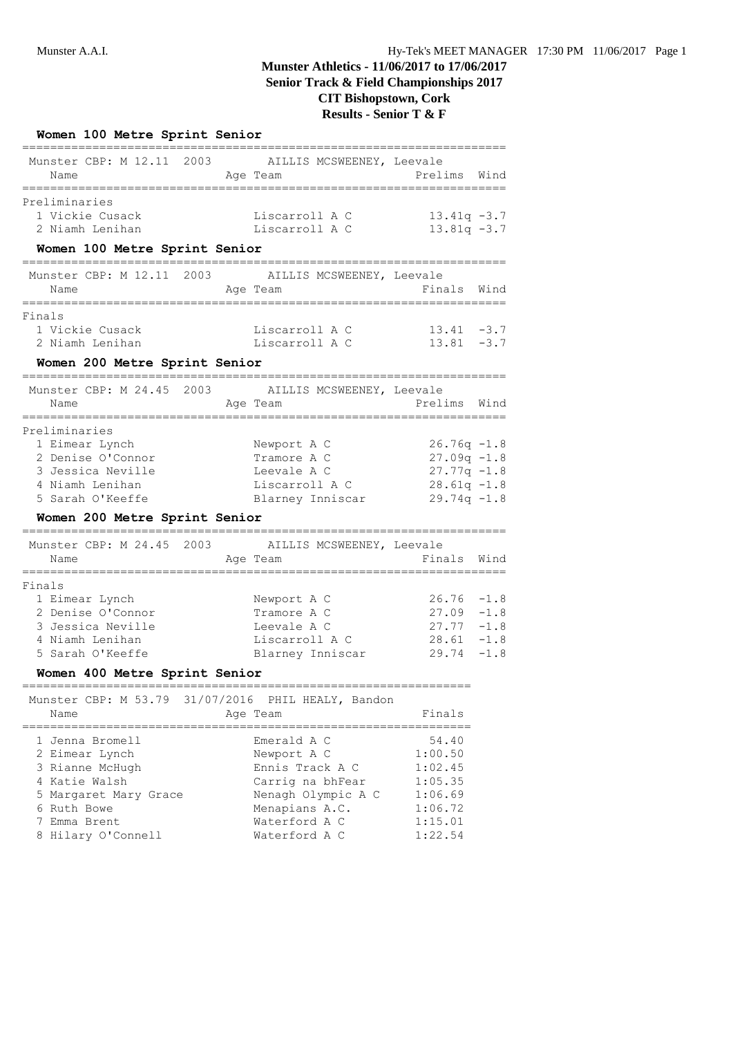# Munster Athletics - 11/06/2017 to 17/06/2017
## Senior Track & Field Championships 2017
### CIT Bishopstown, Cork
### Results - Senior T & F

## Women 100 Metre Sprint Senior

Munster CBP: M 12.11 2003 AILLIS MCSWEENEY, Leevale

| Name | Age | Team | Prelims | Wind |
|---|---|---|---|---|
| **Preliminaries** | | | | |
| 1 Vickie Cusack | | Liscarroll A C | 13.41q | -3.7 |
| 2 Niamh Lenihan | | Liscarroll A C | 13.81q | -3.7 |

## Women 100 Metre Sprint Senior

Munster CBP: M 12.11 2003 AILLIS MCSWEENEY, Leevale

| Name | Age | Team | Finals | Wind |
|---|---|---|---|---|
| **Finals** | | | | |
| 1 Vickie Cusack | | Liscarroll A C | 13.41 | -3.7 |
| 2 Niamh Lenihan | | Liscarroll A C | 13.81 | -3.7 |

## Women 200 Metre Sprint Senior

Munster CBP: M 24.45 2003 AILLIS MCSWEENEY, Leevale

| Name | Age | Team | Prelims | Wind |
|---|---|---|---|---|
| **Preliminaries** | | | | |
| 1 Eimear Lynch | | Newport A C | 26.76q | -1.8 |
| 2 Denise O'Connor | | Tramore A C | 27.09q | -1.8 |
| 3 Jessica Neville | | Leevale A C | 27.77q | -1.8 |
| 4 Niamh Lenihan | | Liscarroll A C | 28.61q | -1.8 |
| 5 Sarah O'Keeffe | | Blarney Inniscar | 29.74q | -1.8 |

## Women 200 Metre Sprint Senior

Munster CBP: M 24.45 2003 AILLIS MCSWEENEY, Leevale

| Name | Age | Team | Finals | Wind |
|---|---|---|---|---|
| **Finals** | | | | |
| 1 Eimear Lynch | | Newport A C | 26.76 | -1.8 |
| 2 Denise O'Connor | | Tramore A C | 27.09 | -1.8 |
| 3 Jessica Neville | | Leevale A C | 27.77 | -1.8 |
| 4 Niamh Lenihan | | Liscarroll A C | 28.61 | -1.8 |
| 5 Sarah O'Keeffe | | Blarney Inniscar | 29.74 | -1.8 |

## Women 400 Metre Sprint Senior

Munster CBP: M 53.79 31/07/2016 PHIL HEALY, Bandon

| Name | Age | Team | Finals |
|---|---|---|---|
| 1 Jenna Bromell | | Emerald A C | 54.40 |
| 2 Eimear Lynch | | Newport A C | 1:00.50 |
| 3 Rianne McHugh | | Ennis Track A C | 1:02.45 |
| 4 Katie Walsh | | Carrig na bhFear | 1:05.35 |
| 5 Margaret Mary Grace | | Nenagh Olympic A C | 1:06.69 |
| 6 Ruth Bowe | | Menapians A.C. | 1:06.72 |
| 7 Emma Brent | | Waterford A C | 1:15.01 |
| 8 Hilary O'Connell | | Waterford A C | 1:22.54 |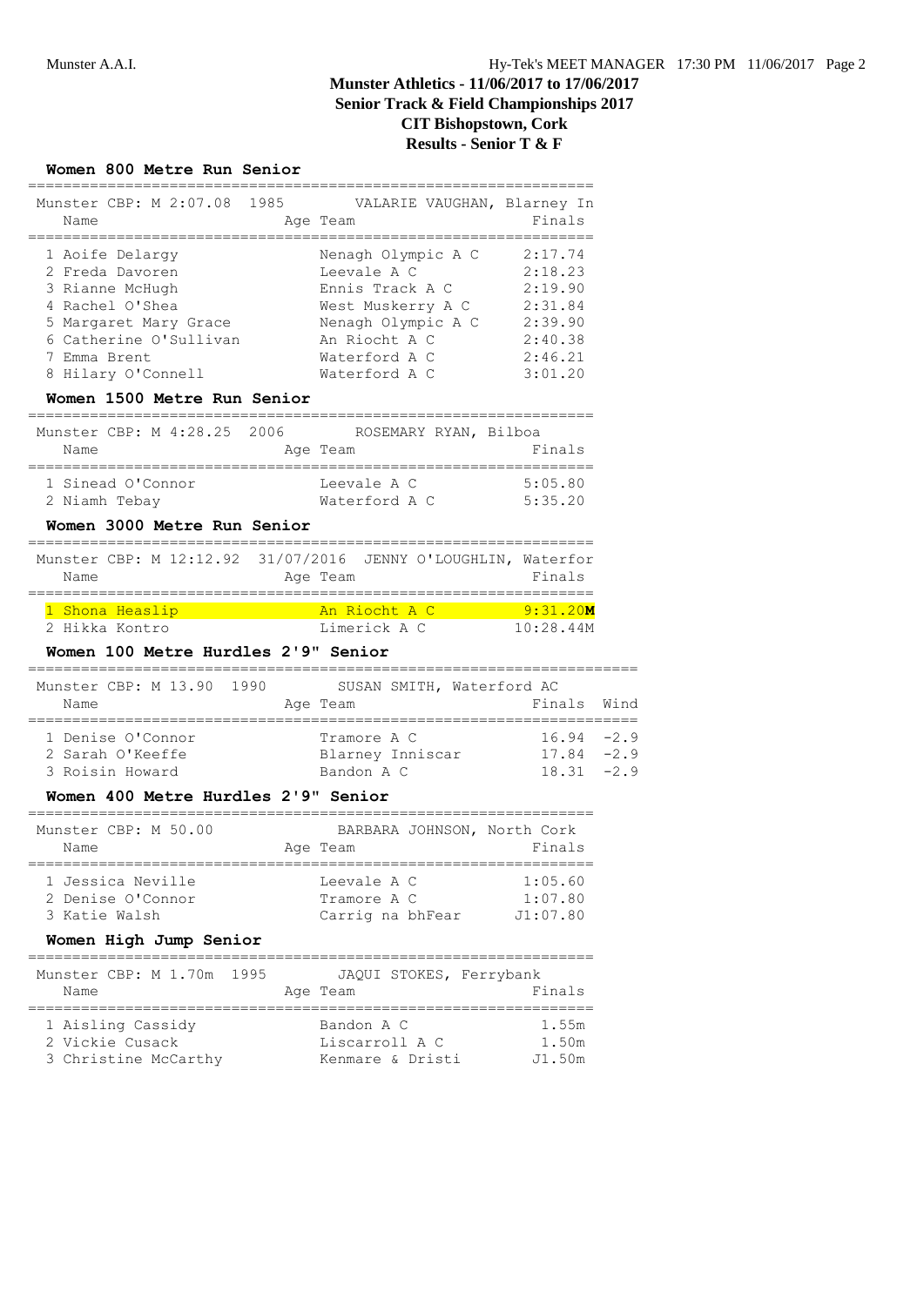# Munster Athletics - 11/06/2017 to 17/06/2017
## Senior Track & Field Championships 2017
## CIT Bishopstown, Cork
## Results - Senior T & F

### Women 800 Metre Run Senior

Munster CBP: M 2:07.08 1985 VALARIE VAUGHAN, Blarney In

| Name | Age | Team | Finals |
|---|---|---|---|
| 1 Aoife Delargy | | Nenagh Olympic A C | 2:17.74 |
| 2 Freda Davoren | | Leevale A C | 2:18.23 |
| 3 Rianne McHugh | | Ennis Track A C | 2:19.90 |
| 4 Rachel O'Shea | | West Muskerry A C | 2:31.84 |
| 5 Margaret Mary Grace | | Nenagh Olympic A C | 2:39.90 |
| 6 Catherine O'Sullivan | | An Riocht A C | 2:40.38 |
| 7 Emma Brent | | Waterford A C | 2:46.21 |
| 8 Hilary O'Connell | | Waterford A C | 3:01.20 |

### Women 1500 Metre Run Senior

Munster CBP: M 4:28.25 2006 ROSEMARY RYAN, Bilboa

| Name | Age | Team | Finals |
|---|---|---|---|
| 1 Sinead O'Connor | | Leevale A C | 5:05.80 |
| 2 Niamh Tebay | | Waterford A C | 5:35.20 |

### Women 3000 Metre Run Senior

Munster CBP: M 12:12.92 31/07/2016 JENNY O'LOUGHLIN, Waterfor

| Name | Age | Team | Finals |
|---|---|---|---|
| 1 Shona Heaslip | | An Riocht A C | 9:31.20**M** |
| 2 Hikka Kontro | | Limerick A C | 10:28.44M |

### Women 100 Metre Hurdles 2'9" Senior

Munster CBP: M 13.90 1990 SUSAN SMITH, Waterford AC

| Name | Age | Team | Finals | Wind |
|---|---|---|---|---|
| 1 Denise O'Connor | | Tramore A C | 16.94 | -2.9 |
| 2 Sarah O'Keeffe | | Blarney Inniscar | 17.84 | -2.9 |
| 3 Roisin Howard | | Bandon A C | 18.31 | -2.9 |

### Women 400 Metre Hurdles 2'9" Senior

Munster CBP: M 50.00 BARBARA JOHNSON, North Cork

| Name | Age | Team | Finals |
|---|---|---|---|
| 1 Jessica Neville | | Leevale A C | 1:05.60 |
| 2 Denise O'Connor | | Tramore A C | 1:07.80 |
| 3 Katie Walsh | | Carrig na bhFear | J1:07.80 |

### Women High Jump Senior

Munster CBP: M 1.70m 1995 JAQUI STOKES, Ferrybank

| Name | Age | Team | Finals |
|---|---|---|---|
| 1 Aisling Cassidy | | Bandon A C | 1.55m |
| 2 Vickie Cusack | | Liscarroll A C | 1.50m |
| 3 Christine McCarthy | | Kenmare & Dristi | J1.50m |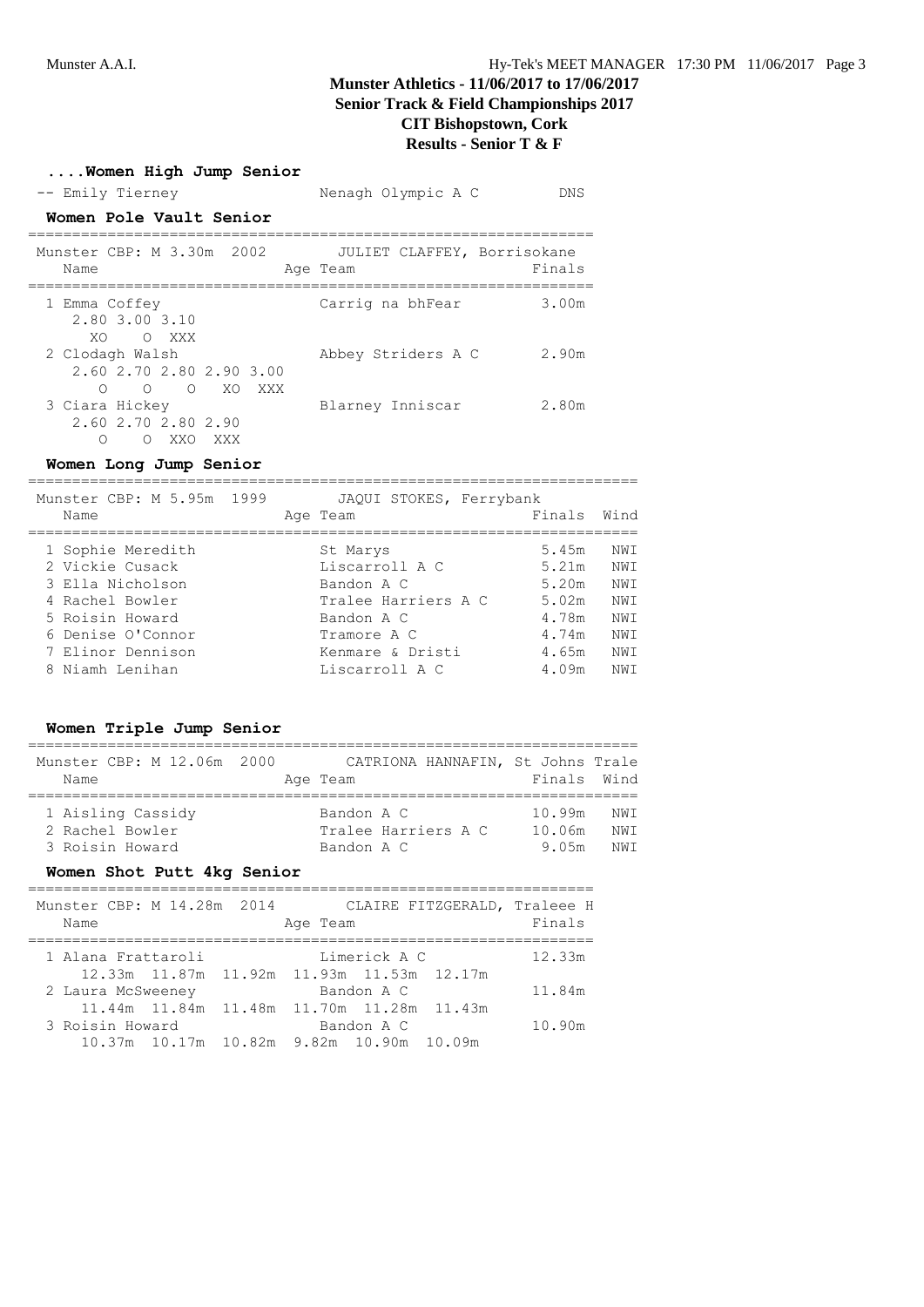# Munster Athletics - 11/06/2017 to 17/06/2017
## Senior Track & Field Championships 2017
## CIT Bishopstown, Cork
## Results - Senior T & F

### ....Women High Jump Senior

| | Name | Age | Team | Finals |
|---|---|---|---|---|
| -- | Emily Tierney | | Nenagh Olympic A C | DNS |

### Women Pole Vault Senior

Munster CBP: M 3.30m 2002 JULIET CLAFFEY, Borrisokane

| | Name | Age | Team | Finals |
|---|---|---|---|---|
| 1 | Emma Coffey | | Carrig na bhFear | 3.00m |
| | 2.80 3.00 3.10 / XO O XXX | | | |
| 2 | Clodagh Walsh | | Abbey Striders A C | 2.90m |
| | 2.60 2.70 2.80 2.90 3.00 / O O O XO XXX | | | |
| 3 | Ciara Hickey | | Blarney Inniscar | 2.80m |
| | 2.60 2.70 2.80 2.90 / O O XXO XXX | | | |

### Women Long Jump Senior

Munster CBP: M 5.95m 1999 JAQUI STOKES, Ferrybank

| | Name | Age | Team | Finals | Wind |
|---|---|---|---|---|---|
| 1 | Sophie Meredith | | St Marys | 5.45m | NWI |
| 2 | Vickie Cusack | | Liscarroll A C | 5.21m | NWI |
| 3 | Ella Nicholson | | Bandon A C | 5.20m | NWI |
| 4 | Rachel Bowler | | Tralee Harriers A C | 5.02m | NWI |
| 5 | Roisin Howard | | Bandon A C | 4.78m | NWI |
| 6 | Denise O'Connor | | Tramore A C | 4.74m | NWI |
| 7 | Elinor Dennison | | Kenmare & Dristi | 4.65m | NWI |
| 8 | Niamh Lenihan | | Liscarroll A C | 4.09m | NWI |

### Women Triple Jump Senior

Munster CBP: M 12.06m 2000 CATRIONA HANNAFIN, St Johns Trale

| | Name | Age | Team | Finals | Wind |
|---|---|---|---|---|---|
| 1 | Aisling Cassidy | | Bandon A C | 10.99m | NWI |
| 2 | Rachel Bowler | | Tralee Harriers A C | 10.06m | NWI |
| 3 | Roisin Howard | | Bandon A C | 9.05m | NWI |

### Women Shot Putt 4kg Senior

Munster CBP: M 14.28m 2014 CLAIRE FITZGERALD, Traleee H

| | Name | Age | Team | Finals |
|---|---|---|---|---|
| 1 | Alana Frattaroli | | Limerick A C | 12.33m |
| | 12.33m 11.87m 11.92m 11.93m 11.53m 12.17m | | | |
| 2 | Laura McSweeney | | Bandon A C | 11.84m |
| | 11.44m 11.84m 11.48m 11.70m 11.28m 11.43m | | | |
| 3 | Roisin Howard | | Bandon A C | 10.90m |
| | 10.37m 10.17m 10.82m 9.82m 10.90m 10.09m | | | |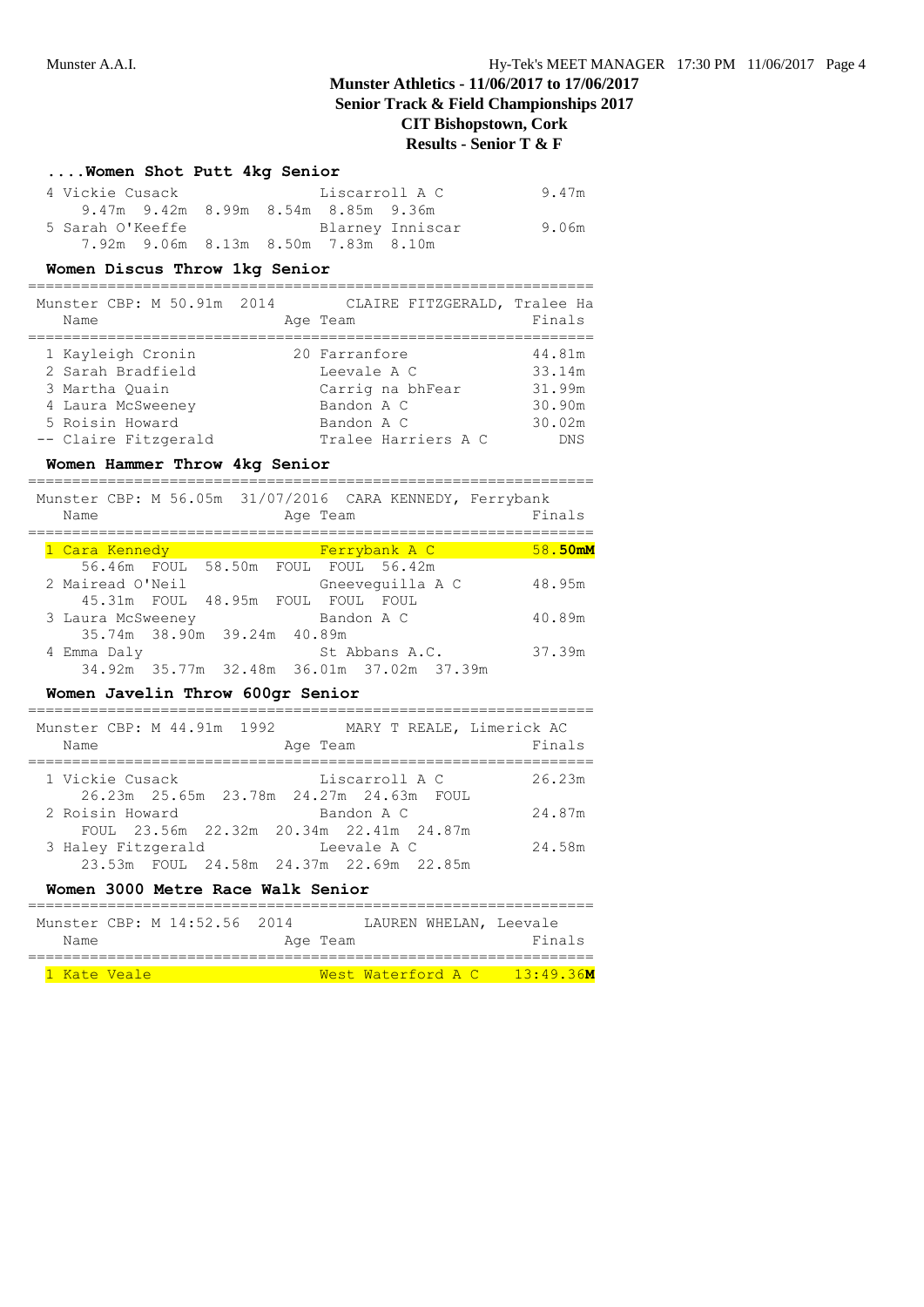# Munster Athletics - 11/06/2017 to 17/06/2017
## Senior Track & Field Championships 2017
## CIT Bishopstown, Cork
## Results - Senior T & F

### ....Women Shot Putt 4kg Senior

| | | | |
|---|---|---|---|
| 4 | Vickie Cusack | Liscarroll A C | 9.47m |
| | 9.47m 9.42m 8.99m 8.54m 8.85m 9.36m | | |
| 5 | Sarah O'Keeffe | Blarney Inniscar | 9.06m |
| | 7.92m 9.06m 8.13m 8.50m 7.83m 8.10m | | |

### Women Discus Throw 1kg Senior

Munster CBP: M 50.91m 2014 CLAIRE FITZGERALD, Tralee Ha

| | Name | Age | Team | Finals |
|---|---|---|---|---|
| 1 | Kayleigh Cronin | 20 | Farranfore | 44.81m |
| 2 | Sarah Bradfield | | Leevale A C | 33.14m |
| 3 | Martha Quain | | Carrig na bhFear | 31.99m |
| 4 | Laura McSweeney | | Bandon A C | 30.90m |
| 5 | Roisin Howard | | Bandon A C | 30.02m |
| -- | Claire Fitzgerald | | Tralee Harriers A C | DNS |

### Women Hammer Throw 4kg Senior

Munster CBP: M 56.05m 31/07/2016 CARA KENNEDY, Ferrybank

| | Name | Age | Team | Finals |
|---|---|---|---|---|
| 1 | Cara Kennedy | | Ferrybank A C | 58.50m**M** |
| | 56.46m FOUL 58.50m FOUL FOUL 56.42m | | | |
| 2 | Mairead O'Neil | | Gneeveguilla A C | 48.95m |
| | 45.31m FOUL 48.95m FOUL FOUL FOUL | | | |
| 3 | Laura McSweeney | | Bandon A C | 40.89m |
| | 35.74m 38.90m 39.24m 40.89m | | | |
| 4 | Emma Daly | | St Abbans A.C. | 37.39m |
| | 34.92m 35.77m 32.48m 36.01m 37.02m 37.39m | | | |

### Women Javelin Throw 600gr Senior

Munster CBP: M 44.91m 1992 MARY T REALE, Limerick AC

| | Name | Age | Team | Finals |
|---|---|---|---|---|
| 1 | Vickie Cusack | | Liscarroll A C | 26.23m |
| | 26.23m 25.65m 23.78m 24.27m 24.63m FOUL | | | |
| 2 | Roisin Howard | | Bandon A C | 24.87m |
| | FOUL 23.56m 22.32m 20.34m 22.41m 24.87m | | | |
| 3 | Haley Fitzgerald | | Leevale A C | 24.58m |
| | 23.53m FOUL 24.58m 24.37m 22.69m 22.85m | | | |

### Women 3000 Metre Race Walk Senior

Munster CBP: M 14:52.56 2014 LAUREN WHELAN, Leevale

| | Name | Age | Team | Finals |
|---|---|---|---|---|
| 1 | Kate Veale | | West Waterford A C | 13:49.36**M** |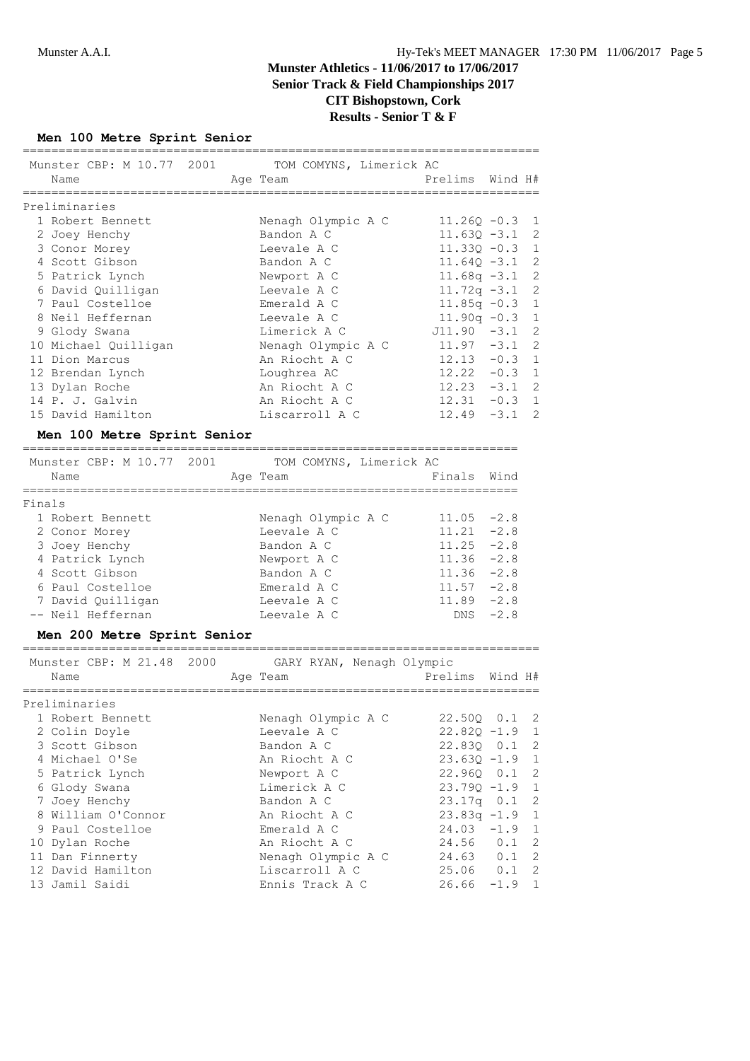## Munster Athletics - 11/06/2017 to 17/06/2017
## Senior Track & Field Championships 2017
## CIT Bishopstown, Cork
## Results - Senior T & F

### Men 100 Metre Sprint Senior

Munster CBP: M 10.77 2001 TOM COMYNS, Limerick AC

Preliminaries

| Place | Name | Age | Team | Prelims | Wind | H# |
|---|---|---|---|---|---|---|
| 1 | Robert Bennett | | Nenagh Olympic A C | 11.26Q | -0.3 | 1 |
| 2 | Joey Henchy | | Bandon A C | 11.63Q | -3.1 | 2 |
| 3 | Conor Morey | | Leevale A C | 11.33Q | -0.3 | 1 |
| 4 | Scott Gibson | | Bandon A C | 11.64Q | -3.1 | 2 |
| 5 | Patrick Lynch | | Newport A C | 11.68q | -3.1 | 2 |
| 6 | David Quilligan | | Leevale A C | 11.72q | -3.1 | 2 |
| 7 | Paul Costelloe | | Emerald A C | 11.85q | -0.3 | 1 |
| 8 | Neil Heffernan | | Leevale A C | 11.90q | -0.3 | 1 |
| 9 | Glody Swana | | Limerick A C | J11.90 | -3.1 | 2 |
| 10 | Michael Quilligan | | Nenagh Olympic A C | 11.97 | -3.1 | 2 |
| 11 | Dion Marcus | | An Riocht A C | 12.13 | -0.3 | 1 |
| 12 | Brendan Lynch | | Loughrea AC | 12.22 | -0.3 | 1 |
| 13 | Dylan Roche | | An Riocht A C | 12.23 | -3.1 | 2 |
| 14 | P. J. Galvin | | An Riocht A C | 12.31 | -0.3 | 1 |
| 15 | David Hamilton | | Liscarroll A C | 12.49 | -3.1 | 2 |

### Men 100 Metre Sprint Senior

Munster CBP: M 10.77 2001 TOM COMYNS, Limerick AC

Finals

| Place | Name | Age | Team | Finals | Wind |
|---|---|---|---|---|---|
| 1 | Robert Bennett | | Nenagh Olympic A C | 11.05 | -2.8 |
| 2 | Conor Morey | | Leevale A C | 11.21 | -2.8 |
| 3 | Joey Henchy | | Bandon A C | 11.25 | -2.8 |
| 4 | Patrick Lynch | | Newport A C | 11.36 | -2.8 |
| 4 | Scott Gibson | | Bandon A C | 11.36 | -2.8 |
| 6 | Paul Costelloe | | Emerald A C | 11.57 | -2.8 |
| 7 | David Quilligan | | Leevale A C | 11.89 | -2.8 |
| -- | Neil Heffernan | | Leevale A C | DNS | -2.8 |

### Men 200 Metre Sprint Senior

Munster CBP: M 21.48 2000 GARY RYAN, Nenagh Olympic

Preliminaries

| Place | Name | Age | Team | Prelims | Wind | H# |
|---|---|---|---|---|---|---|
| 1 | Robert Bennett | | Nenagh Olympic A C | 22.50Q | 0.1 | 2 |
| 2 | Colin Doyle | | Leevale A C | 22.82Q | -1.9 | 1 |
| 3 | Scott Gibson | | Bandon A C | 22.83Q | 0.1 | 2 |
| 4 | Michael O'Se | | An Riocht A C | 23.63Q | -1.9 | 1 |
| 5 | Patrick Lynch | | Newport A C | 22.96Q | 0.1 | 2 |
| 6 | Glody Swana | | Limerick A C | 23.79Q | -1.9 | 1 |
| 7 | Joey Henchy | | Bandon A C | 23.17q | 0.1 | 2 |
| 8 | William O'Connor | | An Riocht A C | 23.83q | -1.9 | 1 |
| 9 | Paul Costelloe | | Emerald A C | 24.03 | -1.9 | 1 |
| 10 | Dylan Roche | | An Riocht A C | 24.56 | 0.1 | 2 |
| 11 | Dan Finnerty | | Nenagh Olympic A C | 24.63 | 0.1 | 2 |
| 12 | David Hamilton | | Liscarroll A C | 25.06 | 0.1 | 2 |
| 13 | Jamil Saidi | | Ennis Track A C | 26.66 | -1.9 | 1 |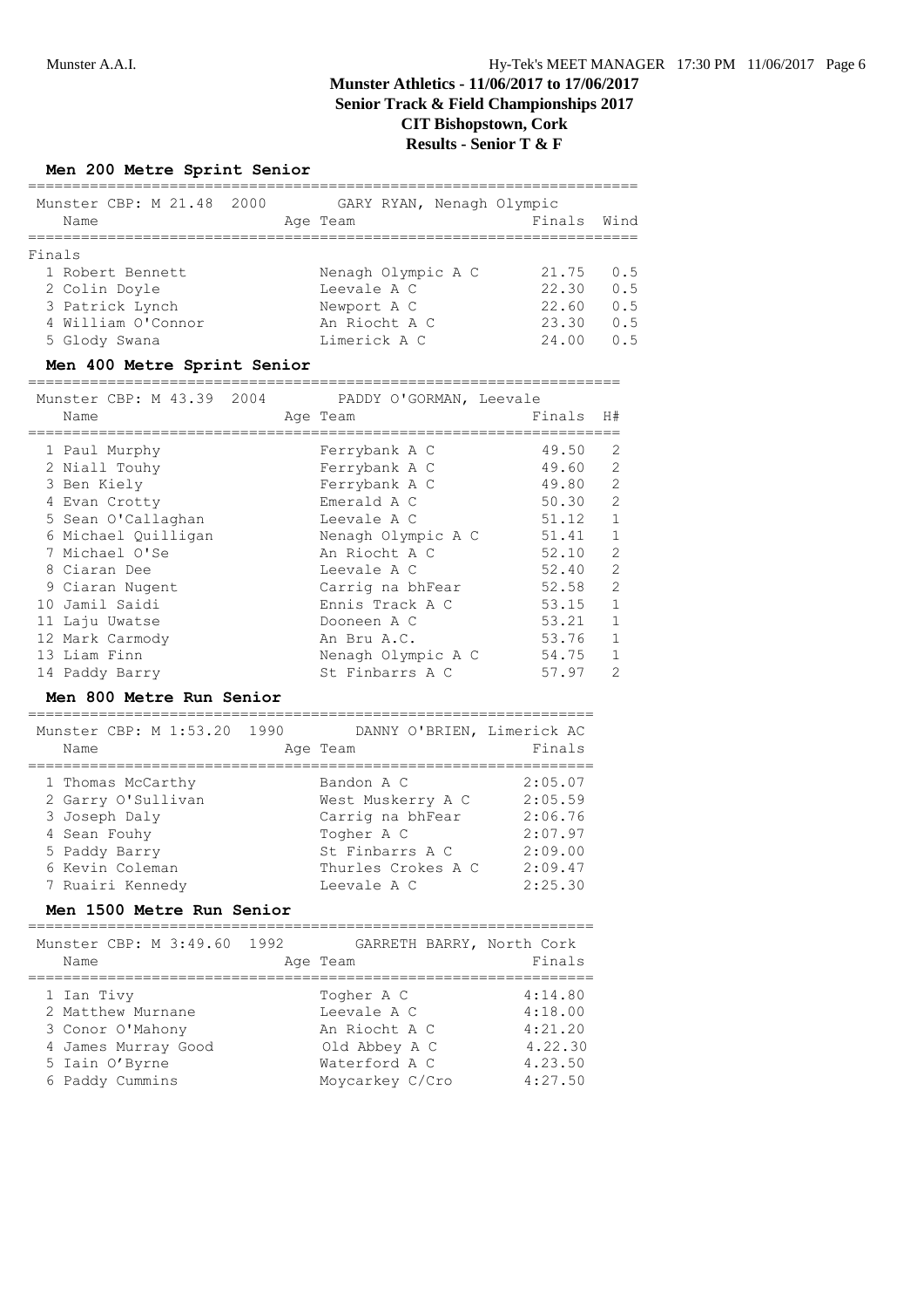# Munster Athletics - 11/06/2017 to 17/06/2017
## Senior Track & Field Championships 2017
## CIT Bishopstown, Cork
## Results - Senior T & F

### Men 200 Metre Sprint Senior

Munster CBP: M 21.48 2000 GARY RYAN, Nenagh Olympic

Finals

| Name | Age | Team | Finals | Wind |
|---|---|---|---|---|
| 1 Robert Bennett | | Nenagh Olympic A C | 21.75 | 0.5 |
| 2 Colin Doyle | | Leevale A C | 22.30 | 0.5 |
| 3 Patrick Lynch | | Newport A C | 22.60 | 0.5 |
| 4 William O'Connor | | An Riocht A C | 23.30 | 0.5 |
| 5 Glody Swana | | Limerick A C | 24.00 | 0.5 |

### Men 400 Metre Sprint Senior

Munster CBP: M 43.39 2004 PADDY O'GORMAN, Leevale

| Name | Age | Team | Finals | H# |
|---|---|---|---|---|
| 1 Paul Murphy | | Ferrybank A C | 49.50 | 2 |
| 2 Niall Touhy | | Ferrybank A C | 49.60 | 2 |
| 3 Ben Kiely | | Ferrybank A C | 49.80 | 2 |
| 4 Evan Crotty | | Emerald A C | 50.30 | 2 |
| 5 Sean O'Callaghan | | Leevale A C | 51.12 | 1 |
| 6 Michael Quilligan | | Nenagh Olympic A C | 51.41 | 1 |
| 7 Michael O'Se | | An Riocht A C | 52.10 | 2 |
| 8 Ciaran Dee | | Leevale A C | 52.40 | 2 |
| 9 Ciaran Nugent | | Carrig na bhFear | 52.58 | 2 |
| 10 Jamil Saidi | | Ennis Track A C | 53.15 | 1 |
| 11 Laju Uwatse | | Dooneen A C | 53.21 | 1 |
| 12 Mark Carmody | | An Bru A.C. | 53.76 | 1 |
| 13 Liam Finn | | Nenagh Olympic A C | 54.75 | 1 |
| 14 Paddy Barry | | St Finbarrs A C | 57.97 | 2 |

### Men 800 Metre Run Senior

Munster CBP: M 1:53.20 1990 DANNY O'BRIEN, Limerick AC

| Name | Age | Team | Finals |
|---|---|---|---|
| 1 Thomas McCarthy | | Bandon A C | 2:05.07 |
| 2 Garry O'Sullivan | | West Muskerry A C | 2:05.59 |
| 3 Joseph Daly | | Carrig na bhFear | 2:06.76 |
| 4 Sean Fouhy | | Togher A C | 2:07.97 |
| 5 Paddy Barry | | St Finbarrs A C | 2:09.00 |
| 6 Kevin Coleman | | Thurles Crokes A C | 2:09.47 |
| 7 Ruairi Kennedy | | Leevale A C | 2:25.30 |

### Men 1500 Metre Run Senior

Munster CBP: M 3:49.60 1992 GARRETH BARRY, North Cork

| Name | Age | Team | Finals |
|---|---|---|---|
| 1 Ian Tivy | | Togher A C | 4:14.80 |
| 2 Matthew Murnane | | Leevale A C | 4:18.00 |
| 3 Conor O'Mahony | | An Riocht A C | 4:21.20 |
| 4 James Murray Good | | Old Abbey A C | 4.22.30 |
| 5 Iain O'Byrne | | Waterford A C | 4.23.50 |
| 6 Paddy Cummins | | Moycarkey C/Cro | 4:27.50 |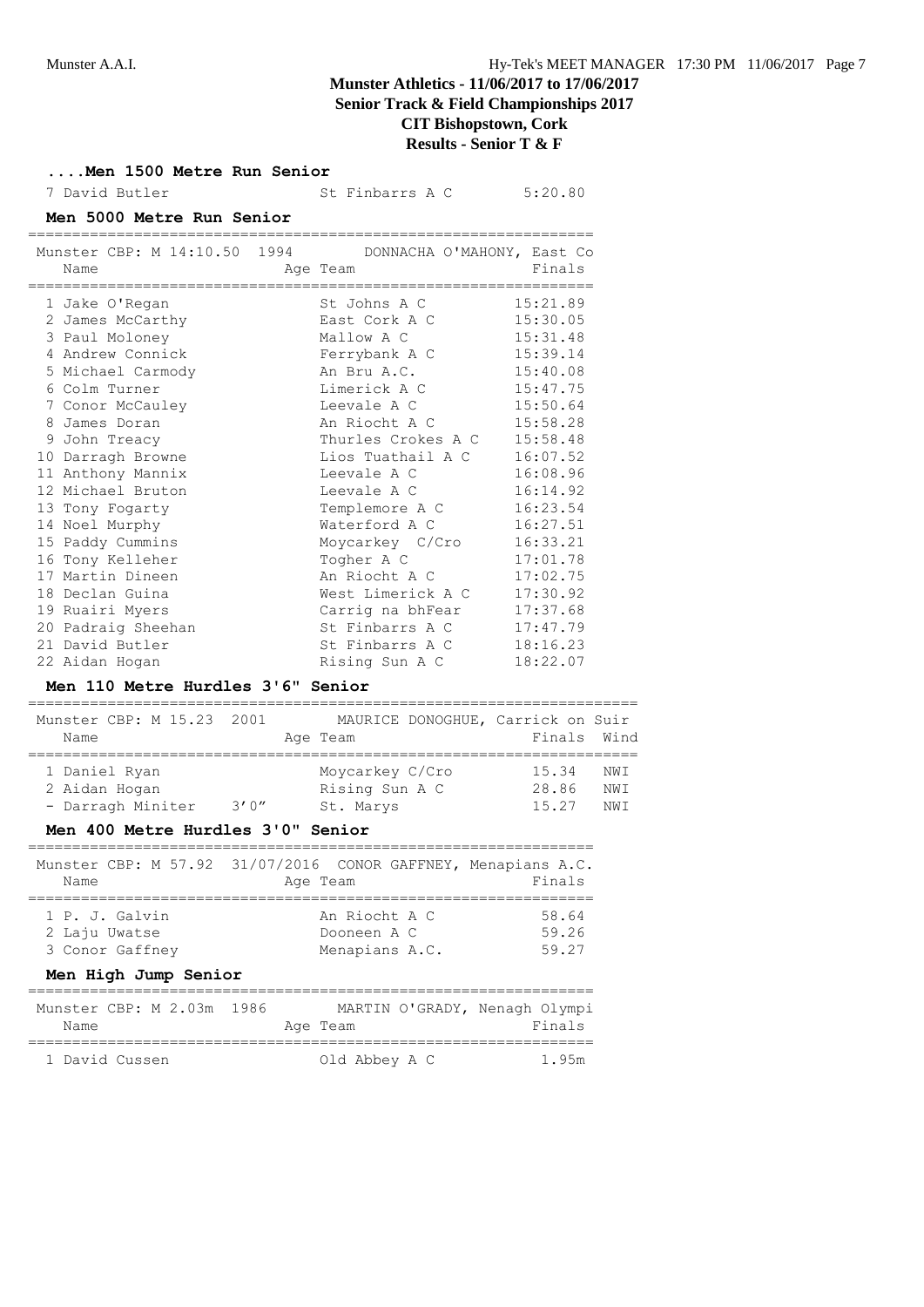## ....Men 1500 Metre Run Senior

| | | | |
|---|---|---|---|
| 7 | David Butler | St Finbarrs A C | 5:20.80 |

## Men 5000 Metre Run Senior

Munster CBP: M 14:10.50 1994 DONNACHA O'MAHONY, East Co

| | Name | Age | Team | Finals |
|---|---|---|---|---|
| 1 | Jake O'Regan | | St Johns A C | 15:21.89 |
| 2 | James McCarthy | | East Cork A C | 15:30.05 |
| 3 | Paul Moloney | | Mallow A C | 15:31.48 |
| 4 | Andrew Connick | | Ferrybank A C | 15:39.14 |
| 5 | Michael Carmody | | An Bru A.C. | 15:40.08 |
| 6 | Colm Turner | | Limerick A C | 15:47.75 |
| 7 | Conor McCauley | | Leevale A C | 15:50.64 |
| 8 | James Doran | | An Riocht A C | 15:58.28 |
| 9 | John Treacy | | Thurles Crokes A C | 15:58.48 |
| 10 | Darragh Browne | | Lios Tuathail A C | 16:07.52 |
| 11 | Anthony Mannix | | Leevale A C | 16:08.96 |
| 12 | Michael Bruton | | Leevale A C | 16:14.92 |
| 13 | Tony Fogarty | | Templemore A C | 16:23.54 |
| 14 | Noel Murphy | | Waterford A C | 16:27.51 |
| 15 | Paddy Cummins | | Moycarkey C/Cro | 16:33.21 |
| 16 | Tony Kelleher | | Togher A C | 17:01.78 |
| 17 | Martin Dineen | | An Riocht A C | 17:02.75 |
| 18 | Declan Guina | | West Limerick A C | 17:30.92 |
| 19 | Ruairi Myers | | Carrig na bhFear | 17:37.68 |
| 20 | Padraig Sheehan | | St Finbarrs A C | 17:47.79 |
| 21 | David Butler | | St Finbarrs A C | 18:16.23 |
| 22 | Aidan Hogan | | Rising Sun A C | 18:22.07 |

## Men 110 Metre Hurdles 3'6" Senior

Munster CBP: M 15.23 2001 MAURICE DONOGHUE, Carrick on Suir

| | Name | Age | Team | Finals | Wind |
|---|---|---|---|---|---|
| 1 | Daniel Ryan | | Moycarkey C/Cro | 15.34 | NWI |
| 2 | Aidan Hogan | | Rising Sun A C | 28.86 | NWI |
| - | Darragh Miniter | 3'0" | St. Marys | 15.27 | NWI |

## Men 400 Metre Hurdles 3'0" Senior

Munster CBP: M 57.92 31/07/2016 CONOR GAFFNEY, Menapians A.C.

| | Name | Age | Team | Finals |
|---|---|---|---|---|
| 1 | P. J. Galvin | | An Riocht A C | 58.64 |
| 2 | Laju Uwatse | | Dooneen A C | 59.26 |
| 3 | Conor Gaffney | | Menapians A.C. | 59.27 |

## Men High Jump Senior

Munster CBP: M 2.03m 1986 MARTIN O'GRADY, Nenagh Olympi

| | Name | Age | Team | Finals |
|---|---|---|---|---|
| 1 | David Cussen | | Old Abbey A C | 1.95m |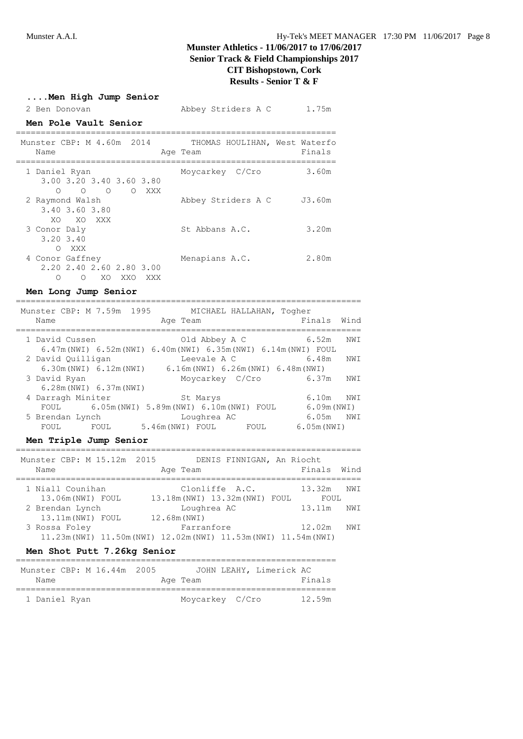## Munster Athletics - 11/06/2017 to 17/06/2017
## Senior Track & Field Championships 2017
## CIT Bishopstown, Cork
## Results - Senior T & F

### ....Men High Jump Senior

```
  2 Ben Donovan                   Abbey Striders A C        1.75m
```

### Men Pole Vault Senior

```
================================================================
 Munster CBP: M 4.60m  2014        THOMAS HOULIHAN, West Waterfo
    Name                    Age Team                    Finals
================================================================
  1 Daniel Ryan                   Moycarkey  C/Cro          3.60m
      3.00 3.20 3.40 3.60 3.80
         O    O    O    O  XXX
  2 Raymond Walsh                 Abbey Striders A C       J3.60m
      3.40 3.60 3.80
        XO   XO  XXX
  3 Conor Daly                    St Abbans A.C.            3.20m
      3.20 3.40
         O  XXX
  4 Conor Gaffney                 Menapians A.C.            2.80m
      2.20 2.40 2.60 2.80 3.00
         O    O   XO  XXO  XXX
```

### Men Long Jump Senior

```
=====================================================================
 Munster CBP: M 7.59m  1995        MICHAEL HALLAHAN, Togher
    Name                    Age Team                    Finals  Wind
=====================================================================
  1 David Cussen                  Old Abbey A C             6.52m   NWI
     6.47m(NWI) 6.52m(NWI) 6.40m(NWI) 6.35m(NWI) 6.14m(NWI) FOUL
  2 David Quilligan               Leevale A C               6.48m   NWI
     6.30m(NWI) 6.12m(NWI)    6.16m(NWI) 6.26m(NWI) 6.48m(NWI)
  3 David Ryan                    Moycarkey  C/Cro          6.37m   NWI
     6.28m(NWI) 6.37m(NWI)
  4 Darragh Miniter               St Marys                  6.10m   NWI
     FOUL     6.05m(NWI) 5.89m(NWI) 6.10m(NWI) FOUL      6.09m(NWI)
  5 Brendan Lynch                 Loughrea AC               6.05m   NWI
     FOUL      FOUL      5.46m(NWI) FOUL      FOUL      6.05m(NWI)
```

### Men Triple Jump Senior

```
=====================================================================
 Munster CBP: M 15.12m  2015       DENIS FINNIGAN, An Riocht
    Name                    Age Team                    Finals  Wind
=====================================================================
  1 Niall Counihan                Clonliffe  A.C.          13.32m   NWI
     13.06m(NWI) FOUL       13.18m(NWI) 13.32m(NWI) FOUL       FOUL
  2 Brendan Lynch                 Loughrea AC              13.11m   NWI
     13.11m(NWI) FOUL       12.68m(NWI)
  3 Rossa Foley                   Farranfore               12.02m   NWI
     11.23m(NWI) 11.50m(NWI) 12.02m(NWI) 11.53m(NWI) 11.54m(NWI)
```

### Men Shot Putt 7.26kg Senior

```
================================================================
 Munster CBP: M 16.44m  2005       JOHN LEAHY, Limerick AC
    Name                    Age Team                    Finals
================================================================
  1 Daniel Ryan                   Moycarkey  C/Cro         12.59m
```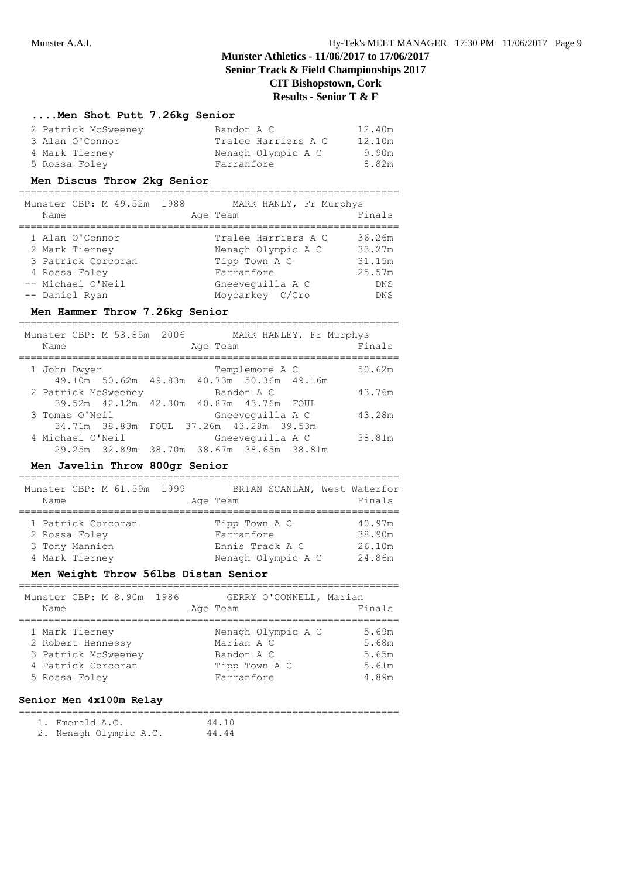### ....Men Shot Putt 7.26kg Senior

| | | | |
|---|---|---|---|
| 2 | Patrick McSweeney | Bandon A C | 12.40m |
| 3 | Alan O'Connor | Tralee Harriers A C | 12.10m |
| 4 | Mark Tierney | Nenagh Olympic A C | 9.90m |
| 5 | Rossa Foley | Farranfore | 8.82m |

### Men Discus Throw 2kg Senior

Munster CBP: M 49.52m 1988 MARK HANLY, Fr Murphys

| | Name | Age Team | Finals |
|---|---|---|---|
| 1 | Alan O'Connor | Tralee Harriers A C | 36.26m |
| 2 | Mark Tierney | Nenagh Olympic A C | 33.27m |
| 3 | Patrick Corcoran | Tipp Town A C | 31.15m |
| 4 | Rossa Foley | Farranfore | 25.57m |
| -- | Michael O'Neil | Gneeveguilla A C | DNS |
| -- | Daniel Ryan | Moycarkey C/Cro | DNS |

### Men Hammer Throw 7.26kg Senior

Munster CBP: M 53.85m 2006 MARK HANLEY, Fr Murphys

| | Name | Age Team | Finals |
|---|---|---|---|
| 1 | John Dwyer | Templemore A C | 50.62m |
| | 49.10m 50.62m 49.83m 40.73m 50.36m 49.16m | | |
| 2 | Patrick McSweeney | Bandon A C | 43.76m |
| | 39.52m 42.12m 42.30m 40.87m 43.76m FOUL | | |
| 3 | Tomas O'Neil | Gneeveguilla A C | 43.28m |
| | 34.71m 38.83m FOUL 37.26m 43.28m 39.53m | | |
| 4 | Michael O'Neil | Gneeveguilla A C | 38.81m |
| | 29.25m 32.89m 38.70m 38.67m 38.65m 38.81m | | |

### Men Javelin Throw 800gr Senior

Munster CBP: M 61.59m 1999 BRIAN SCANLAN, West Waterfor

| | Name | Age Team | Finals |
|---|---|---|---|
| 1 | Patrick Corcoran | Tipp Town A C | 40.97m |
| 2 | Rossa Foley | Farranfore | 38.90m |
| 3 | Tony Mannion | Ennis Track A C | 26.10m |
| 4 | Mark Tierney | Nenagh Olympic A C | 24.86m |

### Men Weight Throw 56lbs Distan Senior

Munster CBP: M 8.90m 1986 GERRY O'CONNELL, Marian

| | Name | Age Team | Finals |
|---|---|---|---|
| 1 | Mark Tierney | Nenagh Olympic A C | 5.69m |
| 2 | Robert Hennessy | Marian A C | 5.68m |
| 3 | Patrick McSweeney | Bandon A C | 5.65m |
| 4 | Patrick Corcoran | Tipp Town A C | 5.61m |
| 5 | Rossa Foley | Farranfore | 4.89m |

### Senior Men 4x100m Relay

| | | |
|---|---|---|
| 1. | Emerald A.C. | 44.10 |
| 2. | Nenagh Olympic A.C. | 44.44 |